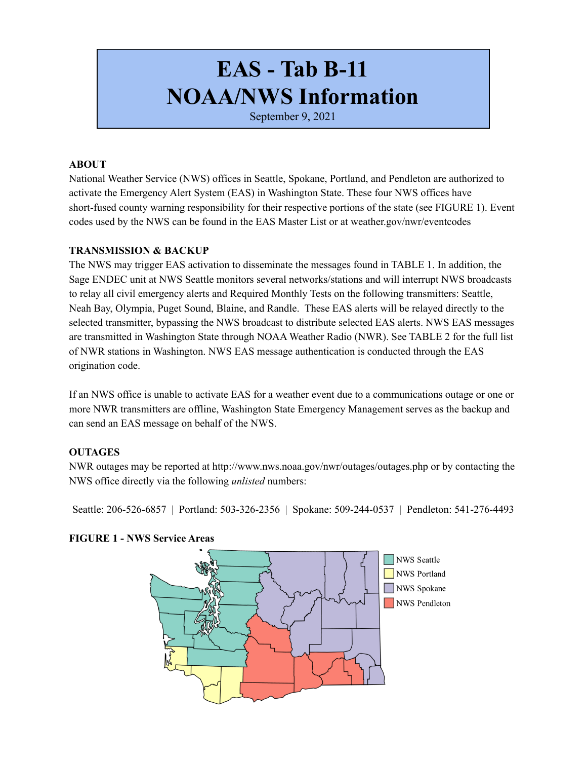# EAS - Tab B-11
# NOAA/NWS Information

September 9, 2021

**ABOUT**

National Weather Service (NWS) offices in Seattle, Spokane, Portland, and Pendleton are authorized to activate the Emergency Alert System (EAS) in Washington State. These four NWS offices have short-fused county warning responsibility for their respective portions of the state (see FIGURE 1). Event codes used by the NWS can be found in the EAS Master List or at weather.gov/nwr/eventcodes

**TRANSMISSION & BACKUP**

The NWS may trigger EAS activation to disseminate the messages found in TABLE 1. In addition, the Sage ENDEC unit at NWS Seattle monitors several networks/stations and will interrupt NWS broadcasts to relay all civil emergency alerts and Required Monthly Tests on the following transmitters: Seattle, Neah Bay, Olympia, Puget Sound, Blaine, and Randle. These EAS alerts will be relayed directly to the selected transmitter, bypassing the NWS broadcast to distribute selected EAS alerts. NWS EAS messages are transmitted in Washington State through NOAA Weather Radio (NWR). See TABLE 2 for the full list of NWR stations in Washington. NWS EAS message authentication is conducted through the EAS origination code.

If an NWS office is unable to activate EAS for a weather event due to a communications outage or one or more NWR transmitters are offline, Washington State Emergency Management serves as the backup and can send an EAS message on behalf of the NWS.

**OUTAGES**

NWR outages may be reported at http://www.nws.noaa.gov/nwr/outages/outages.php or by contacting the NWS office directly via the following *unlisted* numbers:

Seattle: 206-526-6857 | Portland: 503-326-2356 | Spokane: 509-244-0537 | Pendleton: 541-276-4493

**FIGURE 1 - NWS Service Areas**

NWS Seattle
NWS Portland
NWS Spokane
NWS Pendleton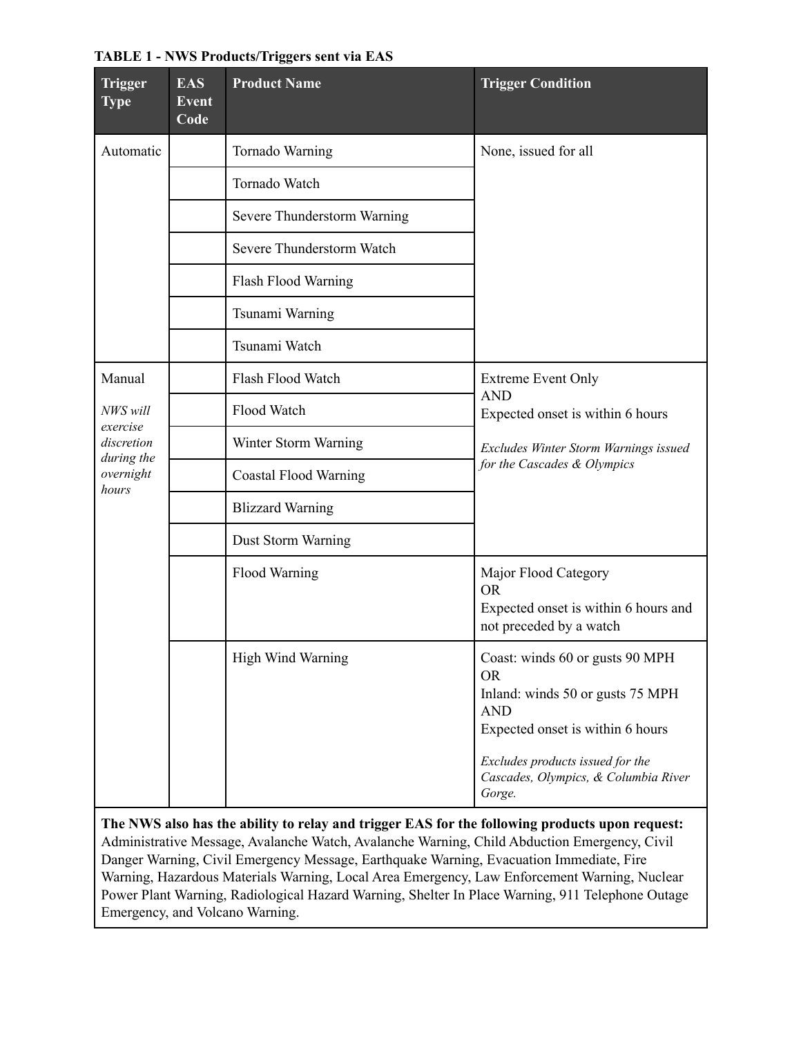**TABLE 1 - NWS Products/Triggers sent via EAS**

| Trigger Type | EAS Event Code | Product Name | Trigger Condition |
|---|---|---|---|
| Automatic | | Tornado Warning | None, issued for all |
| | | Tornado Watch | |
| | | Severe Thunderstorm Warning | |
| | | Severe Thunderstorm Watch | |
| | | Flash Flood Warning | |
| | | Tsunami Warning | |
| | | Tsunami Watch | |
| Manual<br>*NWS will exercise discretion during the overnight hours* | | Flash Flood Watch | Extreme Event Only<br>AND<br>Expected onset is within 6 hours<br>*Excludes Winter Storm Warnings issued for the Cascades & Olympics* |
| | | Flood Watch | |
| | | Winter Storm Warning | |
| | | Coastal Flood Warning | |
| | | Blizzard Warning | |
| | | Dust Storm Warning | |
| | | Flood Warning | Major Flood Category<br>OR<br>Expected onset is within 6 hours and not preceded by a watch |
| | | High Wind Warning | Coast: winds 60 or gusts 90 MPH<br>OR<br>Inland: winds 50 or gusts 75 MPH<br>AND<br>Expected onset is within 6 hours<br>*Excludes products issued for the Cascades, Olympics, & Columbia River Gorge.* |

**The NWS also has the ability to relay and trigger EAS for the following products upon request:** Administrative Message, Avalanche Watch, Avalanche Warning, Child Abduction Emergency, Civil Danger Warning, Civil Emergency Message, Earthquake Warning, Evacuation Immediate, Fire Warning, Hazardous Materials Warning, Local Area Emergency, Law Enforcement Warning, Nuclear Power Plant Warning, Radiological Hazard Warning, Shelter In Place Warning, 911 Telephone Outage Emergency, and Volcano Warning.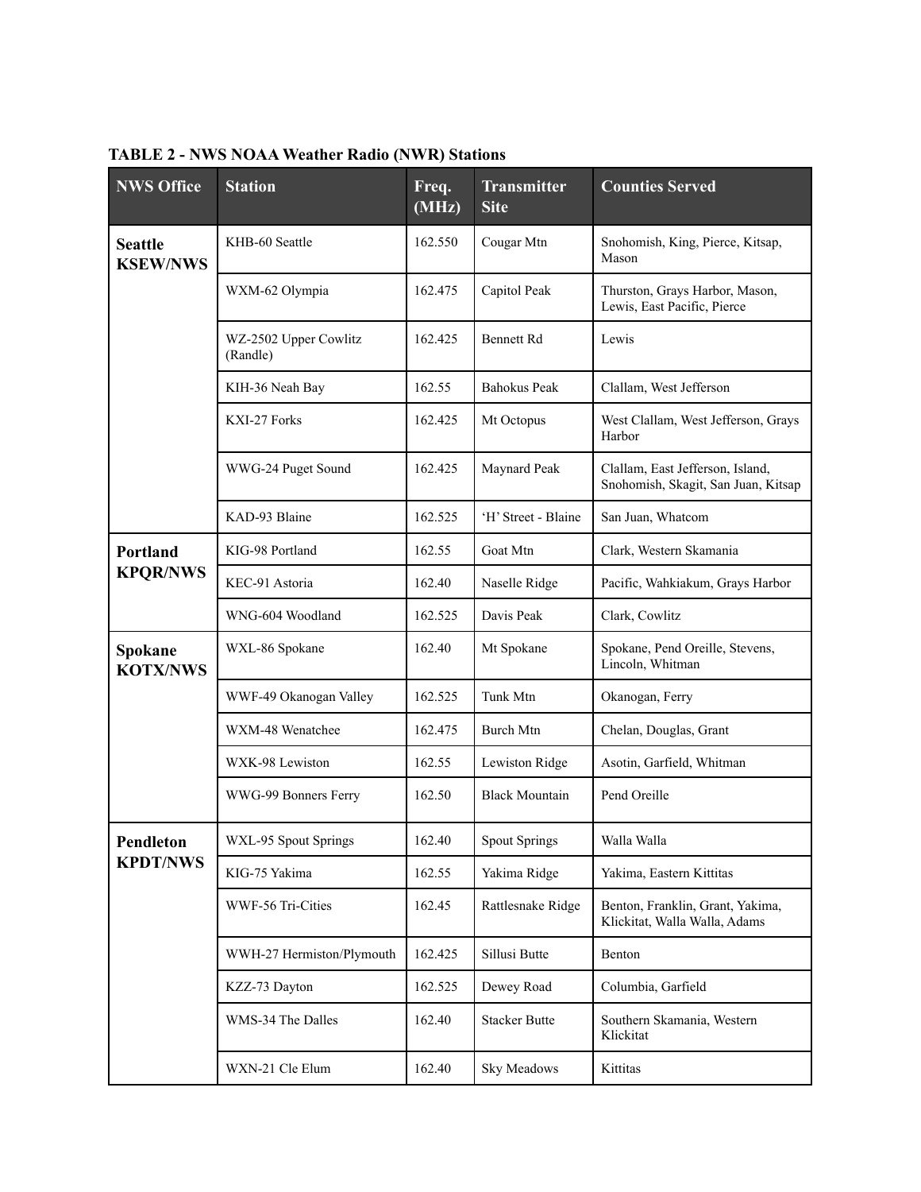**TABLE 2 - NWS NOAA Weather Radio (NWR) Stations**

| NWS Office | Station | Freq. (MHz) | Transmitter Site | Counties Served |
|---|---|---|---|---|
| **Seattle KSEW/NWS** | KHB-60 Seattle | 162.550 | Cougar Mtn | Snohomish, King, Pierce, Kitsap, Mason |
| | WXM-62 Olympia | 162.475 | Capitol Peak | Thurston, Grays Harbor, Mason, Lewis, East Pacific, Pierce |
| | WZ-2502 Upper Cowlitz (Randle) | 162.425 | Bennett Rd | Lewis |
| | KIH-36 Neah Bay | 162.55 | Bahokus Peak | Clallam, West Jefferson |
| | KXI-27 Forks | 162.425 | Mt Octopus | West Clallam, West Jefferson, Grays Harbor |
| | WWG-24 Puget Sound | 162.425 | Maynard Peak | Clallam, East Jefferson, Island, Snohomish, Skagit, San Juan, Kitsap |
| | KAD-93 Blaine | 162.525 | 'H' Street - Blaine | San Juan, Whatcom |
| **Portland KPQR/NWS** | KIG-98 Portland | 162.55 | Goat Mtn | Clark, Western Skamania |
| | KEC-91 Astoria | 162.40 | Naselle Ridge | Pacific, Wahkiakum, Grays Harbor |
| | WNG-604 Woodland | 162.525 | Davis Peak | Clark, Cowlitz |
| **Spokane KOTX/NWS** | WXL-86 Spokane | 162.40 | Mt Spokane | Spokane, Pend Oreille, Stevens, Lincoln, Whitman |
| | WWF-49 Okanogan Valley | 162.525 | Tunk Mtn | Okanogan, Ferry |
| | WXM-48 Wenatchee | 162.475 | Burch Mtn | Chelan, Douglas, Grant |
| | WXK-98 Lewiston | 162.55 | Lewiston Ridge | Asotin, Garfield, Whitman |
| | WWG-99 Bonners Ferry | 162.50 | Black Mountain | Pend Oreille |
| **Pendleton KPDT/NWS** | WXL-95 Spout Springs | 162.40 | Spout Springs | Walla Walla |
| | KIG-75 Yakima | 162.55 | Yakima Ridge | Yakima, Eastern Kittitas |
| | WWF-56 Tri-Cities | 162.45 | Rattlesnake Ridge | Benton, Franklin, Grant, Yakima, Klickitat, Walla Walla, Adams |
| | WWH-27 Hermiston/Plymouth | 162.425 | Sillusi Butte | Benton |
| | KZZ-73 Dayton | 162.525 | Dewey Road | Columbia, Garfield |
| | WMS-34 The Dalles | 162.40 | Stacker Butte | Southern Skamania, Western Klickitat |
| | WXN-21 Cle Elum | 162.40 | Sky Meadows | Kittitas |